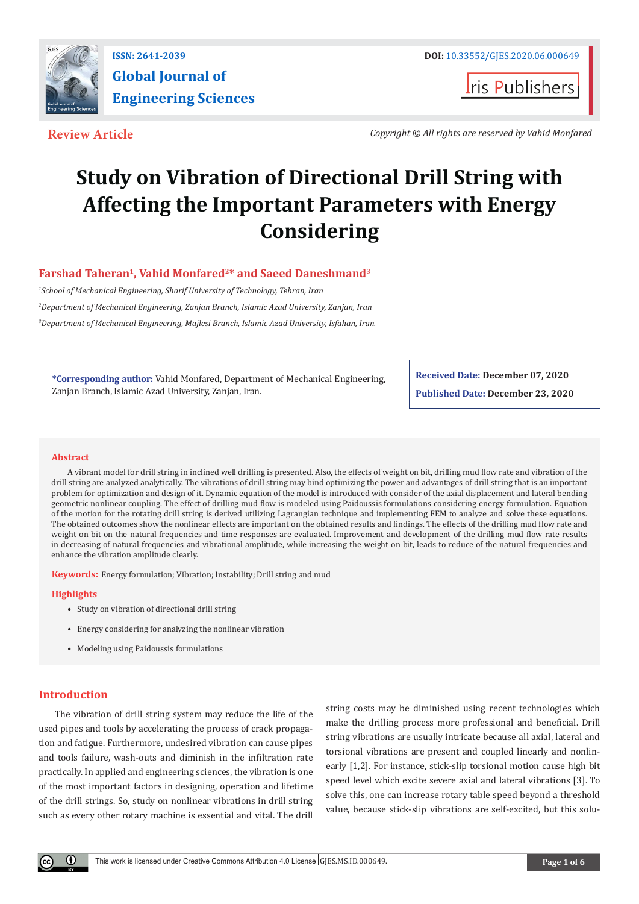ISSN: 2641-2039

# Global Journal of Engineering Sciences

DOI: 10.33552/GJES.2020.06.000649

**Review Article**

*Copyright © All rights are reserved by Vahid Monfared*

# Study on Vibration of Directional Drill String with Affecting the Important Parameters with Energy Considering

**Farshad Taheran[1], Vahid Monfared[2]* and Saeed Daneshmand[3]**

[1]*School of Mechanical Engineering, Sharif University of Technology, Tehran, Iran*

[2]*Department of Mechanical Engineering, Zanjan Branch, Islamic Azad University, Zanjan, Iran*

[3]*Department of Mechanical Engineering, Majlesi Branch, Islamic Azad University, Isfahan, Iran.*

**\*Corresponding author:** Vahid Monfared, Department of Mechanical Engineering, Zanjan Branch, Islamic Azad University, Zanjan, Iran.

**Received Date:** December 07, 2020

**Published Date:** December 23, 2020

## Abstract

A vibrant model for drill string in inclined well drilling is presented. Also, the effects of weight on bit, drilling mud flow rate and vibration of the drill string are analyzed analytically. The vibrations of drill string may bind optimizing the power and advantages of drill string that is an important problem for optimization and design of it. Dynamic equation of the model is introduced with consider of the axial displacement and lateral bending geometric nonlinear coupling. The effect of drilling mud flow is modeled using Paidoussis formulations considering energy formulation. Equation of the motion for the rotating drill string is derived utilizing Lagrangian technique and implementing FEM to analyze and solve these equations. The obtained outcomes show the nonlinear effects are important on the obtained results and findings. The effects of the drilling mud flow rate and weight on bit on the natural frequencies and time responses are evaluated. Improvement and development of the drilling mud flow rate results in decreasing of natural frequencies and vibrational amplitude, while increasing the weight on bit, leads to reduce of the natural frequencies and enhance the vibration amplitude clearly.

**Keywords:** Energy formulation; Vibration; Instability; Drill string and mud

## Highlights

- Study on vibration of directional drill string
- Energy considering for analyzing the nonlinear vibration
- Modeling using Paidoussis formulations

## Introduction

The vibration of drill string system may reduce the life of the used pipes and tools by accelerating the process of crack propagation and fatigue. Furthermore, undesired vibration can cause pipes and tools failure, wash-outs and diminish in the infiltration rate practically. In applied and engineering sciences, the vibration is one of the most important factors in designing, operation and lifetime of the drill strings. So, study on nonlinear vibrations in drill string such as every other rotary machine is essential and vital. The drill string costs may be diminished using recent technologies which make the drilling process more professional and beneficial. Drill string vibrations are usually intricate because all axial, lateral and torsional vibrations are present and coupled linearly and nonlinearly [1,2]. For instance, stick-slip torsional motion cause high bit speed level which excite severe axial and lateral vibrations [3]. To solve this, one can increase rotary table speed beyond a threshold value, because stick-slip vibrations are self-excited, but this solu-

This work is licensed under Creative Commons Attribution 4.0 License GJES.MS.ID.000649.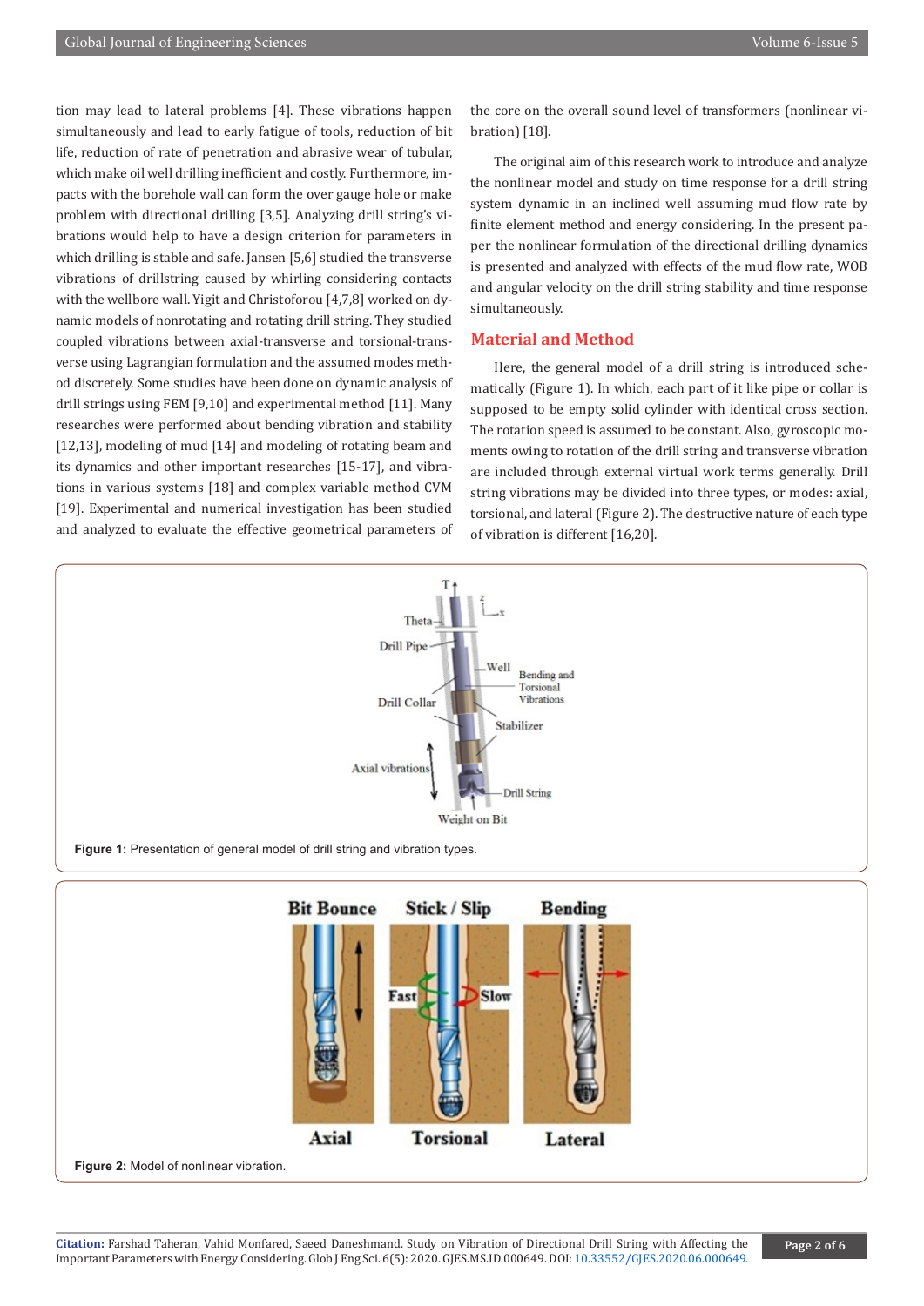tion may lead to lateral problems [4]. These vibrations happen simultaneously and lead to early fatigue of tools, reduction of bit life, reduction of rate of penetration and abrasive wear of tubular, which make oil well drilling inefficient and costly. Furthermore, impacts with the borehole wall can form the over gauge hole or make problem with directional drilling [3,5]. Analyzing drill string's vibrations would help to have a design criterion for parameters in which drilling is stable and safe. Jansen [5,6] studied the transverse vibrations of drillstring caused by whirling considering contacts with the wellbore wall. Yigit and Christoforou [4,7,8] worked on dynamic models of nonrotating and rotating drill string. They studied coupled vibrations between axial-transverse and torsional-transverse using Lagrangian formulation and the assumed modes method discretely. Some studies have been done on dynamic analysis of drill strings using FEM [9,10] and experimental method [11]. Many researches were performed about bending vibration and stability [12,13], modeling of mud [14] and modeling of rotating beam and its dynamics and other important researches [15-17], and vibrations in various systems [18] and complex variable method CVM [19]. Experimental and numerical investigation has been studied and analyzed to evaluate the effective geometrical parameters of the core on the overall sound level of transformers (nonlinear vibration) [18].

The original aim of this research work to introduce and analyze the nonlinear model and study on time response for a drill string system dynamic in an inclined well assuming mud flow rate by finite element method and energy considering. In the present paper the nonlinear formulation of the directional drilling dynamics is presented and analyzed with effects of the mud flow rate, WOB and angular velocity on the drill string stability and time response simultaneously.

## Material and Method

Here, the general model of a drill string is introduced schematically (Figure 1). In which, each part of it like pipe or collar is supposed to be empty solid cylinder with identical cross section. The rotation speed is assumed to be constant. Also, gyroscopic moments owing to rotation of the drill string and transverse vibration are included through external virtual work terms generally. Drill string vibrations may be divided into three types, or modes: axial, torsional, and lateral (Figure 2). The destructive nature of each type of vibration is different [16,20].

**Figure 1:** Presentation of general model of drill string and vibration types.

**Figure 2:** Model of nonlinear vibration.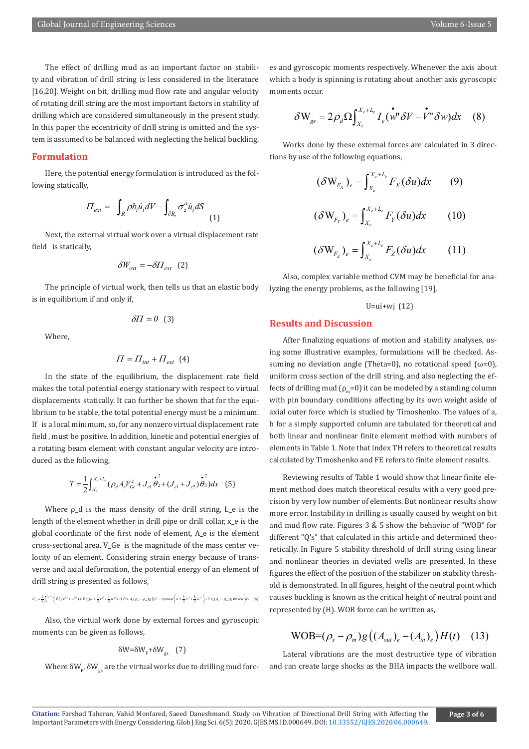The effect of drilling mud as an important factor on stability and vibration of drill string is less considered in the literature [16,20]. Weight on bit, drilling mud flow rate and angular velocity of rotating drill string are the most important factors in stability of drilling which are considered simultaneously in the present study. In this paper the eccentricity of drill string is omitted and the system is assumed to be balanced with neglecting the helical buckling.

## Formulation

Here, the potential energy formulation is introduced as the following statically,

$$\Pi_{ext} = -\int_R \rho b_i \dot{u}_i dV - \int_{\partial R_t} \sigma_z^a \dot{u}_i dS \quad (1)$$

Next, the external virtual work over a virtual displacement rate field is statically,

$$\delta W_{ext} = -\delta \Pi_{ext} \quad (2)$$

The principle of virtual work, then tells us that an elastic body is in equilibrium if and only if,

$$\delta \Pi = 0 \quad (3)$$

Where,

$$\Pi = \Pi_{int} + \Pi_{ext} \quad (4)$$

In the state of the equilibrium, the displacement rate field makes the total potential energy stationary with respect to virtual displacements statically. It can further be shown that for the equilibrium to be stable, the total potential energy must be a minimum. If is a local minimum, so, for any nonzero virtual displacement rate field , must be positive. In addition, kinetic and potential energies of a rotating beam element with constant angular velocity are introduced as the following,

$$T = \frac{1}{2}\int_{X_e}^{X_e+L_e} (\rho_d A_e V_{Ge}^2 + J_{e1}\dot{\theta}_2^2 + (J_{e1}+J_{e2})\dot{\theta}_3^2)dx \quad (5)$$

Where $\rho_d$ is the mass density of the drill string, $L_e$ is the length of the element whether in drill pipe or drill collar, $x_e$ is the global coordinate of the first node of element, $A_e$ is the element cross-sectional area. $V_{Ge}$ is the magnitude of the mass center velocity of an element. Considering strain energy because of transverse and axial deformation, the potential energy of an element of drill string is presented as follows,

$$U_e = \frac{1}{2}\int_{X_e}^{X_e+L_e} \Big( EI_e(v''^2 + w''^2) + EA_e(u'+\frac{1}{2}v'^2+\frac{1}{2}w'^2) - (P + A_e(\rho_d-\rho_m)g)(L-x)\cos\alpha\Big(u'+\frac{1}{2}v'^2+\frac{1}{2}w'^2\Big) + 2A_e(\rho_d-\rho_m)g\sin\alpha w \Big)dx \quad (6)$$

Also, the virtual work done by external forces and gyroscopic moments can be given as follows,

$$\delta W = \delta W_F + \delta W_{gs} \quad (7)$$

Where $\delta W_F$, $\delta W_{gs}$ are the virtual works due to drilling mud forces and gyroscopic moments respectively. Whenever the axis about which a body is spinning is rotating about another axis gyroscopic moments occur.

$$\delta W_{gs} = 2\rho_d \Omega \int_{X_e}^{X_e+L_e} I_e(\dot{w}''\delta V - \dot{V}''\delta w)dx \quad (8)$$

Works done by these external forces are calculated in 3 directions by use of the following equations,

$$(\delta W_{F_X})_e = \int_{X_e}^{X_e+L_e} F_X(\delta u)dx \quad (9)$$

$$(\delta W_{F_Y})_e = \int_{X_e}^{X_e+L_e} F_Y(\delta u)dx \quad (10)$$

$$(\delta W_{F_Z})_e = \int_{X_e}^{X_e+L_e} F_Z(\delta u)dx \quad (11)$$

Also, complex variable method CVM may be beneficial for analyzing the energy problems, as the following [19],

$$U = ui + wj \quad (12)$$

## Results and Discussion

After finalizing equations of motion and stability analyses, using some illustrative examples, formulations will be checked. Assuming no deviation angle (Theta=0), no rotational speed (ω=0), uniform cross section of the drill string, and also neglecting the effects of drilling mud ($\rho_m$=0) it can be modeled by a standing column with pin boundary conditions affecting by its own weight aside of axial outer force which is studied by Timoshenko. The values of a, b for a simply supported column are tabulated for theoretical and both linear and nonlinear finite element method with numbers of elements in Table 1. Note that index TH refers to theoretical results calculated by Timoshenko and FE refers to finite element results.

Reviewing results of Table 1 would show that linear finite element method does match theoretical results with a very good precision by very low number of elements. But nonlinear results show more error. Instability in drilling is usually caused by weight on bit and mud flow rate. Figures 3 & 5 show the behavior of "WOB" for different "Q's" that calculated in this article and determined theoretically. In Figure 5 stability threshold of drill string using linear and nonlinear theories in deviated wells are presented. In these figures the effect of the position of the stabilizer on stability threshold is demonstrated. In all figures, height of the neutral point which causes buckling is known as the critical height of neutral point and represented by (H). WOB force can be written as,

$$\text{WOB} = (\rho_s - \rho_m)g\big((A_{out})_e - (A_{in})_e\big)H(t) \quad (13)$$

Lateral vibrations are the most destructive type of vibration and can create large shocks as the BHA impacts the wellbore wall.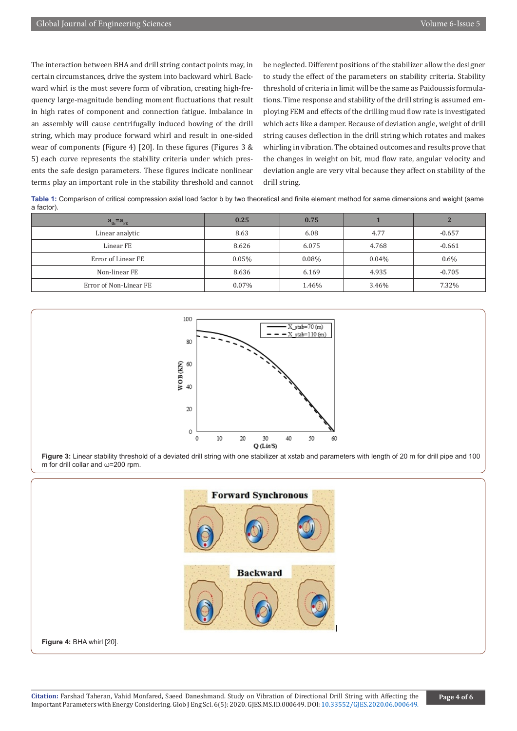The interaction between BHA and drill string contact points may, in certain circumstances, drive the system into backward whirl. Backward whirl is the most severe form of vibration, creating high-frequency large-magnitude bending moment fluctuations that result in high rates of component and connection fatigue. Imbalance in an assembly will cause centrifugally induced bowing of the drill string, which may produce forward whirl and result in one-sided wear of components (Figure 4) [20]. In these figures (Figures 3 & 5) each curve represents the stability criteria under which presents the safe design parameters. These figures indicate nonlinear terms play an important role in the stability threshold and cannot be neglected. Different positions of the stabilizer allow the designer to study the effect of the parameters on stability criteria. Stability threshold of criteria in limit will be the same as Paidoussis formulations. Time response and stability of the drill string is assumed employing FEM and effects of the drilling mud flow rate is investigated which acts like a damper. Because of deviation angle, weight of drill string causes deflection in the drill string which rotates and makes whirling in vibration. The obtained outcomes and results prove that the changes in weight on bit, mud flow rate, angular velocity and deviation angle are very vital because they affect on stability of the drill string.

**Table 1:** Comparison of critical compression axial load factor b by two theoretical and finite element method for same dimensions and weight (same a factor).

| $a_{th}=a_{FE}$ | 0.25 | 0.75 | 1 | 2 |
|---|---|---|---|---|
| Linear analytic | 8.63 | 6.08 | 4.77 | -0.657 |
| Linear FE | 8.626 | 6.075 | 4.768 | -0.661 |
| Error of Linear FE | 0.05% | 0.08% | 0.04% | 0.6% |
| Non-linear FE | 8.636 | 6.169 | 4.935 | -0.705 |
| Error of Non-Linear FE | 0.07% | 1.46% | 3.46% | 7.32% |

**Figure 3:** Linear stability threshold of a deviated drill string with one stabilizer at xstab and parameters with length of 20 m for drill pipe and 100 m for drill collar and ω=200 rpm.

**Figure 4:** BHA whirl [20].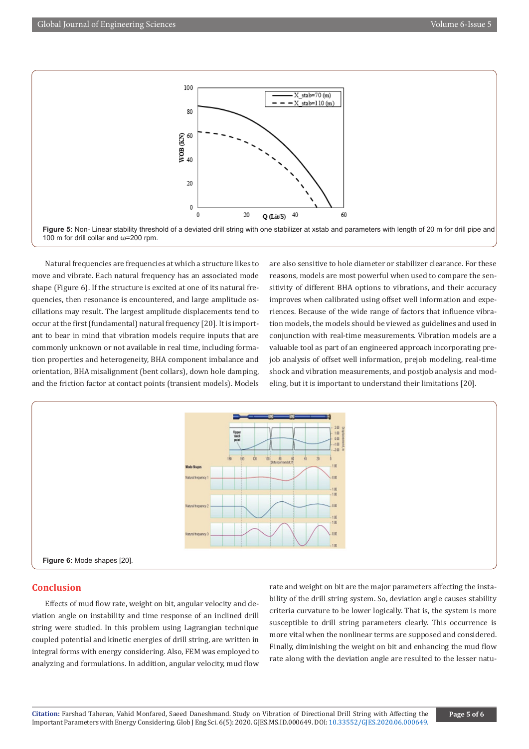Figure 5: Non- Linear stability threshold of a deviated drill string with one stabilizer at xstab and parameters with length of 20 m for drill pipe and 100 m for drill collar and ω=200 rpm.

Natural frequencies are frequencies at which a structure likes to move and vibrate. Each natural frequency has an associated mode shape (Figure 6). If the structure is excited at one of its natural frequencies, then resonance is encountered, and large amplitude oscillations may result. The largest amplitude displacements tend to occur at the first (fundamental) natural frequency [20]. It is important to bear in mind that vibration models require inputs that are commonly unknown or not available in real time, including formation properties and heterogeneity, BHA component imbalance and orientation, BHA misalignment (bent collars), down hole damping, and the friction factor at contact points (transient models). Models are also sensitive to hole diameter or stabilizer clearance. For these reasons, models are most powerful when used to compare the sensitivity of different BHA options to vibrations, and their accuracy improves when calibrated using offset well information and experiences. Because of the wide range of factors that influence vibration models, the models should be viewed as guidelines and used in conjunction with real-time measurements. Vibration models are a valuable tool as part of an engineered approach incorporating prejob analysis of offset well information, prejob modeling, real-time shock and vibration measurements, and postjob analysis and modeling, but it is important to understand their limitations [20].

Figure 6: Mode shapes [20].

## Conclusion

Effects of mud flow rate, weight on bit, angular velocity and deviation angle on instability and time response of an inclined drill string were studied. In this problem using Lagrangian technique coupled potential and kinetic energies of drill string, are written in integral forms with energy considering. Also, FEM was employed to analyzing and formulations. In addition, angular velocity, mud flow rate and weight on bit are the major parameters affecting the instability of the drill string system. So, deviation angle causes stability criteria curvature to be lower logically. That is, the system is more susceptible to drill string parameters clearly. This occurrence is more vital when the nonlinear terms are supposed and considered. Finally, diminishing the weight on bit and enhancing the mud flow rate along with the deviation angle are resulted to the lesser natu-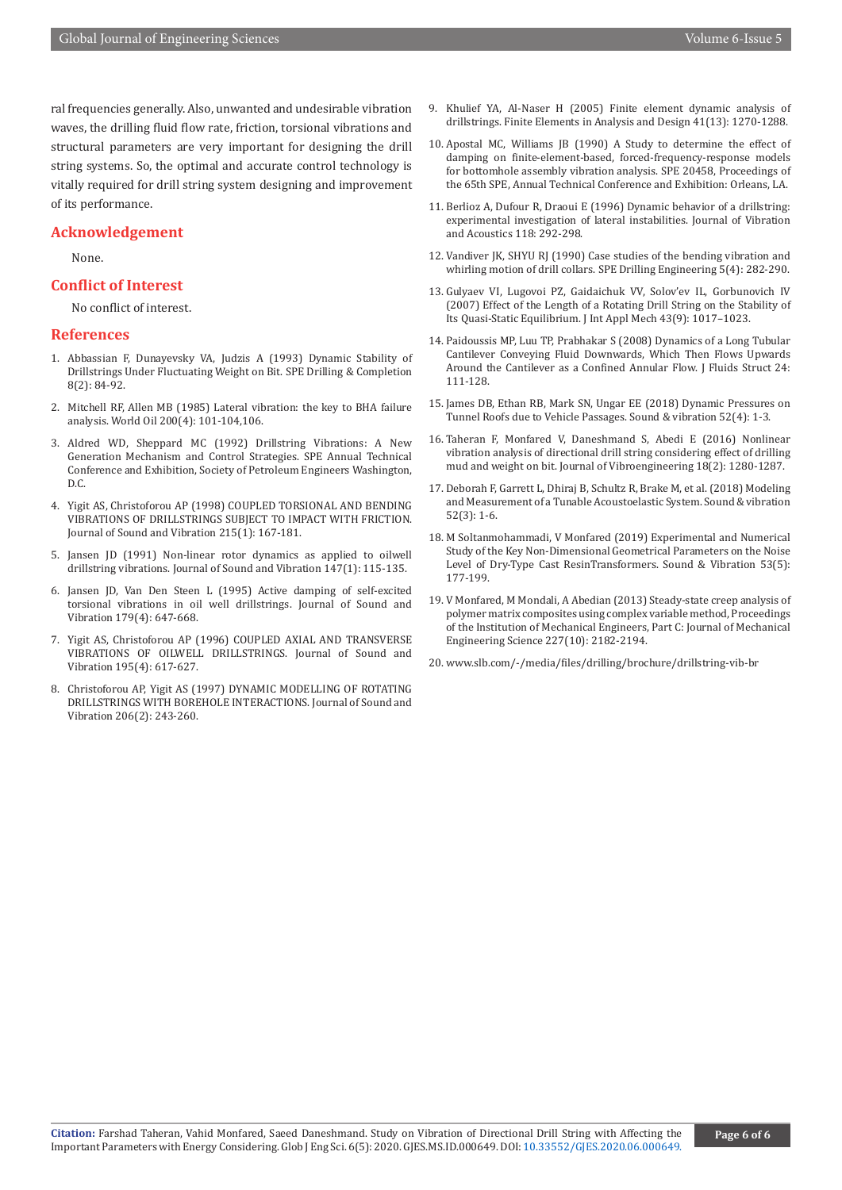ral frequencies generally. Also, unwanted and undesirable vibration waves, the drilling fluid flow rate, friction, torsional vibrations and structural parameters are very important for designing the drill string systems. So, the optimal and accurate control technology is vitally required for drill string system designing and improvement of its performance.

## Acknowledgement

None.

## Conflict of Interest

No conflict of interest.

## References

1. Abbassian F, Dunayevsky VA, Judzis A (1993) Dynamic Stability of Drillstrings Under Fluctuating Weight on Bit. SPE Drilling & Completion 8(2): 84-92.
2. Mitchell RF, Allen MB (1985) Lateral vibration: the key to BHA failure analysis. World Oil 200(4): 101-104,106.
3. Aldred WD, Sheppard MC (1992) Drillstring Vibrations: A New Generation Mechanism and Control Strategies. SPE Annual Technical Conference and Exhibition, Society of Petroleum Engineers Washington, D.C.
4. Yigit AS, Christoforou AP (1998) COUPLED TORSIONAL AND BENDING VIBRATIONS OF DRILLSTRINGS SUBJECT TO IMPACT WITH FRICTION. Journal of Sound and Vibration 215(1): 167-181.
5. Jansen JD (1991) Non-linear rotor dynamics as applied to oilwell drillstring vibrations. Journal of Sound and Vibration 147(1): 115-135.
6. Jansen JD, Van Den Steen L (1995) Active damping of self-excited torsional vibrations in oil well drillstrings. Journal of Sound and Vibration 179(4): 647-668.
7. Yigit AS, Christoforou AP (1996) COUPLED AXIAL AND TRANSVERSE VIBRATIONS OF OILWELL DRILLSTRINGS. Journal of Sound and Vibration 195(4): 617-627.
8. Christoforou AP, Yigit AS (1997) DYNAMIC MODELLING OF ROTATING DRILLSTRINGS WITH BOREHOLE INTERACTIONS. Journal of Sound and Vibration 206(2): 243-260.
9. Khulief YA, Al-Naser H (2005) Finite element dynamic analysis of drillstrings. Finite Elements in Analysis and Design 41(13): 1270-1288.
10. Apostal MC, Williams JB (1990) A Study to determine the effect of damping on finite-element-based, forced-frequency-response models for bottomhole assembly vibration analysis. SPE 20458, Proceedings of the 65th SPE, Annual Technical Conference and Exhibition: Orleans, LA.
11. Berlioz A, Dufour R, Draoui E (1996) Dynamic behavior of a drillstring: experimental investigation of lateral instabilities. Journal of Vibration and Acoustics 118: 292-298.
12. Vandiver JK, SHYU RJ (1990) Case studies of the bending vibration and whirling motion of drill collars. SPE Drilling Engineering 5(4): 282-290.
13. Gulyaev VI, Lugovoi PZ, Gaidaichuk VV, Solov'ev IL, Gorbunovich IV (2007) Effect of the Length of a Rotating Drill String on the Stability of Its Quasi-Static Equilibrium. J Int Appl Mech 43(9): 1017–1023.
14. Paidoussis MP, Luu TP, Prabhakar S (2008) Dynamics of a Long Tubular Cantilever Conveying Fluid Downwards, Which Then Flows Upwards Around the Cantilever as a Confined Annular Flow. J Fluids Struct 24: 111-128.
15. James DB, Ethan RB, Mark SN, Ungar EE (2018) Dynamic Pressures on Tunnel Roofs due to Vehicle Passages. Sound & vibration 52(4): 1-3.
16. Taheran F, Monfared V, Daneshmand S, Abedi E (2016) Nonlinear vibration analysis of directional drill string considering effect of drilling mud and weight on bit. Journal of Vibroengineering 18(2): 1280-1287.
17. Deborah F, Garrett L, Dhiraj B, Schultz R, Brake M, et al. (2018) Modeling and Measurement of a Tunable Acoustoelastic System. Sound & vibration 52(3): 1-6.
18. M Soltanmohammadi, V Monfared (2019) Experimental and Numerical Study of the Key Non-Dimensional Geometrical Parameters on the Noise Level of Dry-Type Cast ResinTransformers. Sound & Vibration 53(5): 177-199.
19. V Monfared, M Mondali, A Abedian (2013) Steady-state creep analysis of polymer matrix composites using complex variable method, Proceedings of the Institution of Mechanical Engineers, Part C: Journal of Mechanical Engineering Science 227(10): 2182-2194.
20. www.slb.com/-/media/files/drilling/brochure/drillstring-vib-br

**Citation:** Farshad Taheran, Vahid Monfared, Saeed Daneshmand. Study on Vibration of Directional Drill String with Affecting the Important Parameters with Energy Considering. Glob J Eng Sci. 6(5): 2020. GJES.MS.ID.000649. DOI: 10.33552/GJES.2020.06.000649.